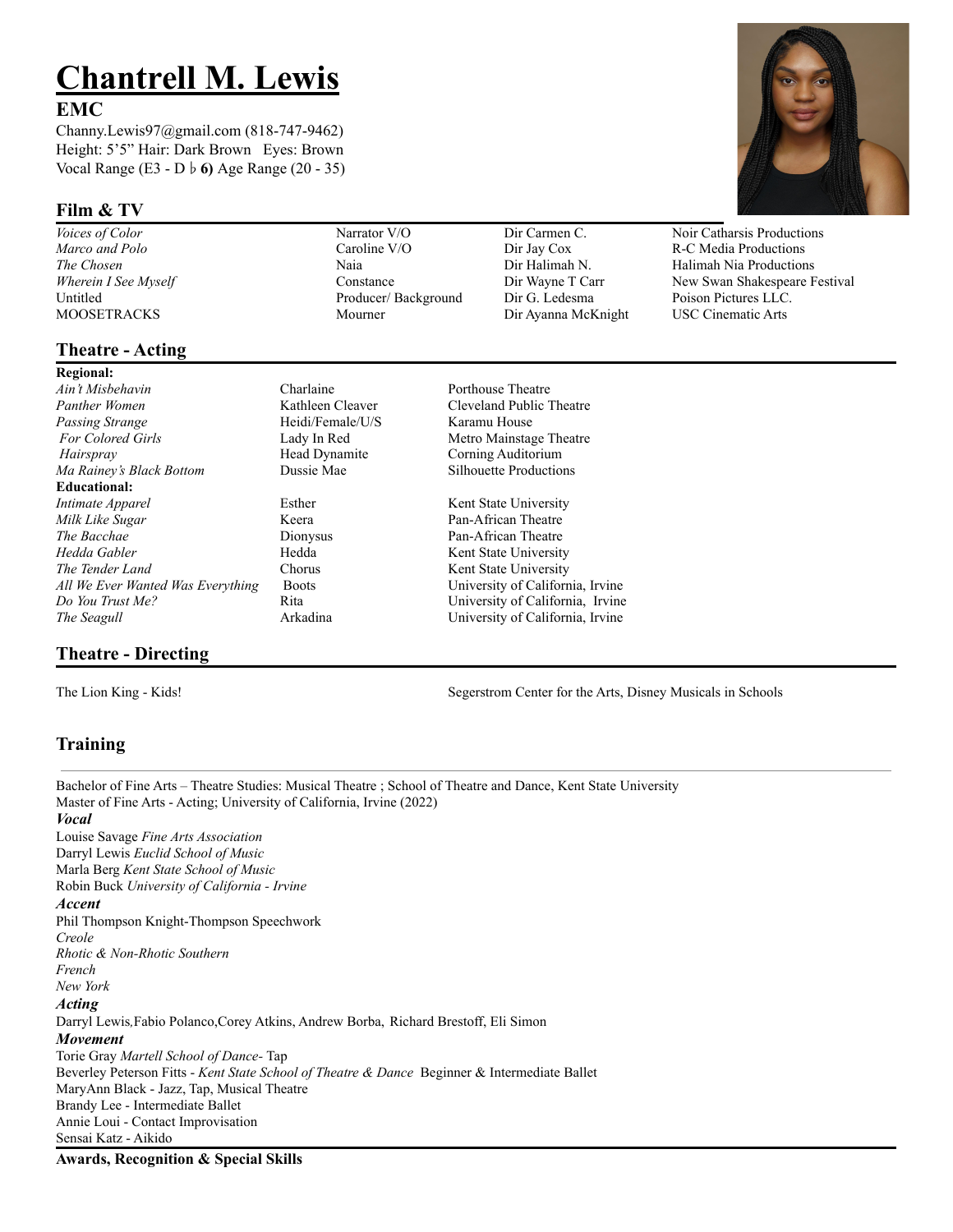# Chantrell M. Lewis

**EMC**

Chany.Lewis97@gmail.com (818-747-9462)
Height: 5'5" Hair: Dark Brown Eyes: Brown
Vocal Range (E3 - D♭**6)** Age Range (20 - 35)

## Film & TV

| | | | |
|---|---|---|---|
| *Voices of Color* | Narrator V/O | Dir Carmen C. | Noir Catharsis Productions |
| *Marco and Polo* | Caroline V/O | Dir Jay Cox | R-C Media Productions |
| *The Chosen* | Naia | Dir Halimah N. | Halimah Nia Productions |
| *Wherein I See Myself* | Constance | Dir Wayne T Carr | New Swan Shakespeare Festival |
| Untitled | Producer/ Background | Dir G. Ledesma | Poison Pictures LLC. |
| MOOSETRACKS | Mourner | Dir Ayanna McKnight | USC Cinematic Arts |

## Theatre - Acting

| | | |
|---|---|---|
| **Regional:** | | |
| *Ain't Misbehavin* | Charlaine | Porthouse Theatre |
| *Panther Women* | Kathleen Cleaver | Cleveland Public Theatre |
| *Passing Strange* | Heidi/Female/U/S | Karamu House |
| *For Colored Girls* | Lady In Red | Metro Mainstage Theatre |
| *Hairspray* | Head Dynamite | Corning Auditorium |
| *Ma Rainey's Black Bottom* | Dussie Mae | Silhouette Productions |
| **Educational:** | | |
| *Intimate Apparel* | Esther | Kent State University |
| *Milk Like Sugar* | Keera | Pan-African Theatre |
| *The Bacchae* | Dionysus | Pan-African Theatre |
| *Hedda Gabler* | Hedda | Kent State University |
| *The Tender Land* | Chorus | Kent State University |
| *All We Ever Wanted Was Everything* | Boots | University of California, Irvine |
| *Do You Trust Me?* | Rita | University of California, Irvine |
| *The Seagull* | Arkadina | University of California, Irvine |

## Theatre - Directing

| | |
|---|---|
| The Lion King - Kids! | Segerstrom Center for the Arts, Disney Musicals in Schools |

## Training

Bachelor of Fine Arts – Theatre Studies: Musical Theatre ; School of Theatre and Dance, Kent State University
Master of Fine Arts - Acting; University of California, Irvine (2022)

***Vocal***

Louise Savage *Fine Arts Association*
Darryl Lewis *Euclid School of Music*
Marla Berg *Kent State School of Music*
Robin Buck *University of California - Irvine*

***Accent***

Phil Thompson Knight-Thompson Speechwork
*Creole*
*Rhotic & Non-Rhotic Southern*
*French*
*New York*

***Acting***

Darryl Lewis, Fabio Polanco, Corey Atkins, Andrew Borba, Richard Brestoff, Eli Simon

***Movement***

Torie Gray *Martell School of Dance*- Tap
Beverley Peterson Fitts - *Kent State School of Theatre & Dance* Beginner & Intermediate Ballet
MaryAnn Black - Jazz, Tap, Musical Theatre
Brandy Lee - Intermediate Ballet
Annie Loui - Contact Improvisation
Sensai Katz - Aikido

**Awards, Recognition & Special Skills**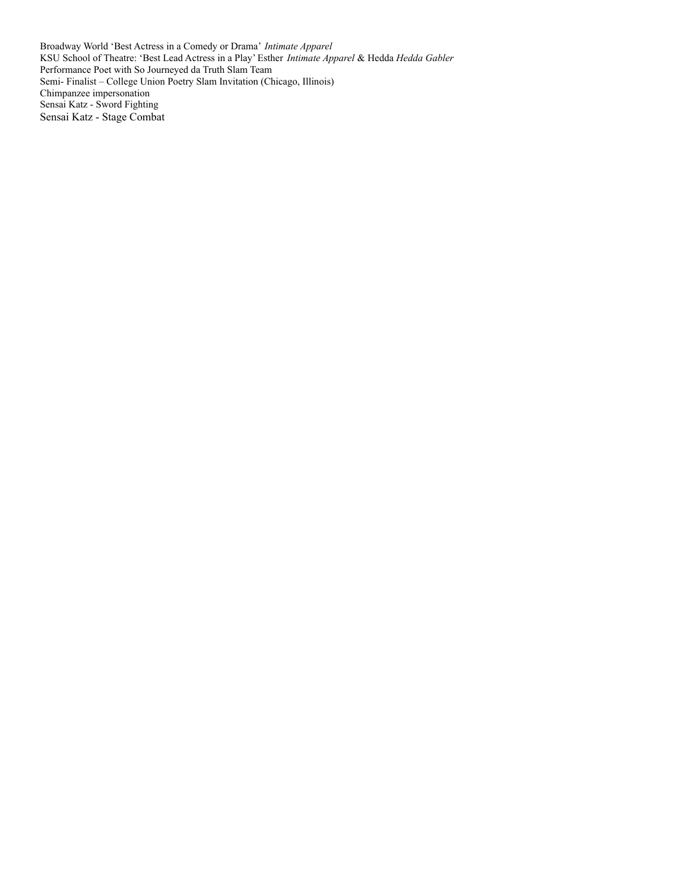Broadway World 'Best Actress in a Comedy or Drama' *Intimate Apparel*
KSU School of Theatre: 'Best Lead Actress in a Play' Esther *Intimate Apparel* & Hedda *Hedda Gabler*
Performance Poet with So Journeyed da Truth Slam Team
Semi- Finalist – College Union Poetry Slam Invitation (Chicago, Illinois)
Chimpanzee impersonation
Sensai Katz - Sword Fighting
Sensai Katz - Stage Combat